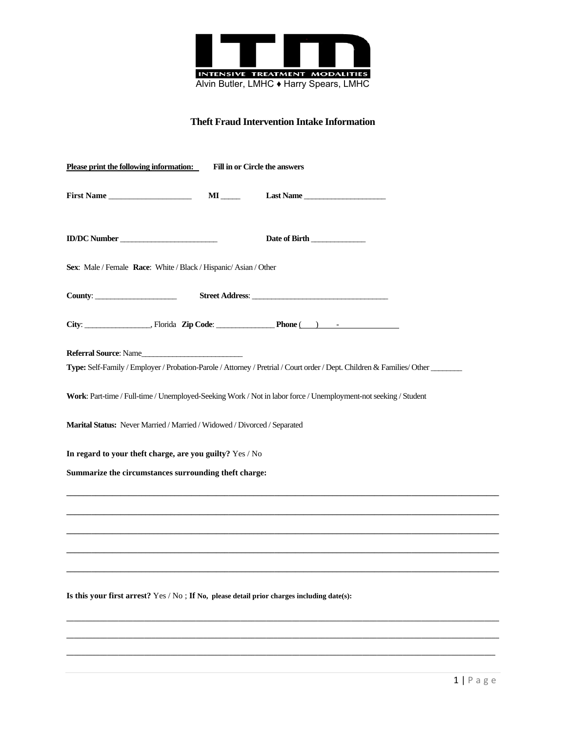**INTENSIVE TREATMENT MODALITIES**

Alvin Butler, LMHC ♦ Harry Spears, LMHC

## Theft Fraud Intervention Intake Information

**Please print the following information:** **Fill in or Circle the answers**

**First Name** ____________________ **MI** _____ **Last Name** ____________________

**ID/DC Number** ________________________ **Date of Birth** _____________

**Sex**: Male / Female **Race**: White / Black / Hispanic/ Asian / Other

**County**: ____________________ **Street Address**: __________________________________

**City**: ________________, Florida **Zip Code**: ______________ **Phone** (___) ___-_____________

**Referral Source**: Name_________________________

**Type:** Self-Family / Employer / Probation-Parole / Attorney / Pretrial / Court order / Dept. Children & Families/ Other _______

**Work**: Part-time / Full-time / Unemployed-Seeking Work / Not in labor force / Unemployment-not seeking / Student

**Marital Status:** Never Married / Married / Widowed / Divorced / Separated

**In regard to your theft charge, are you guilty?** Yes / No

**Summarize the circumstances surrounding theft charge:**

______________________________________________________________________________________

______________________________________________________________________________________

______________________________________________________________________________________

______________________________________________________________________________________

______________________________________________________________________________________

**Is this your first arrest?** Yes / No ; **If No, please detail prior charges including date(s):**

______________________________________________________________________________________

______________________________________________________________________________________

______________________________________________________________________________________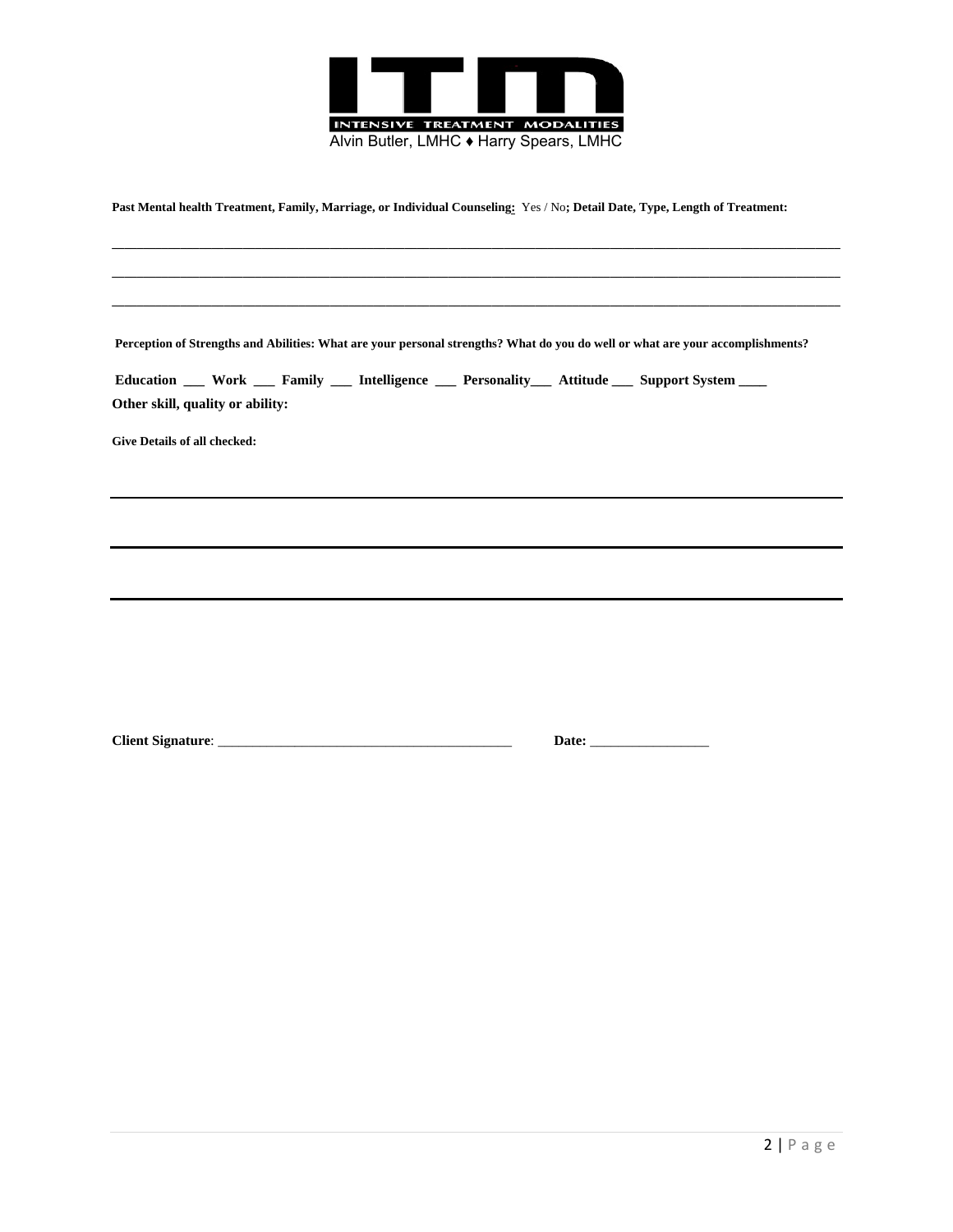INTENSIVE TREATMENT MODALITIES

Alvin Butler, LMHC ♦ Harry Spears, LMHC

**Past Mental health Treatment, Family, Marriage, or Individual Counseling:** Yes / No**; Detail Date, Type, Length of Treatment:**

________________________________________________________________________________________________

________________________________________________________________________________________________

________________________________________________________________________________________________

**Perception of Strengths and Abilities: What are your personal strengths? What do you do well or what are your accomplishments?**

**Education ___ Work ___ Family ___ Intelligence ___ Personality___ Attitude ___ Support System ____**

**Other skill, quality or ability:**

**Give Details of all checked:**

________________________________________________________________________________________________

________________________________________________________________________________________________

________________________________________________________________________________________________

**Client Signature**: __________________________________________ **Date:** _________________